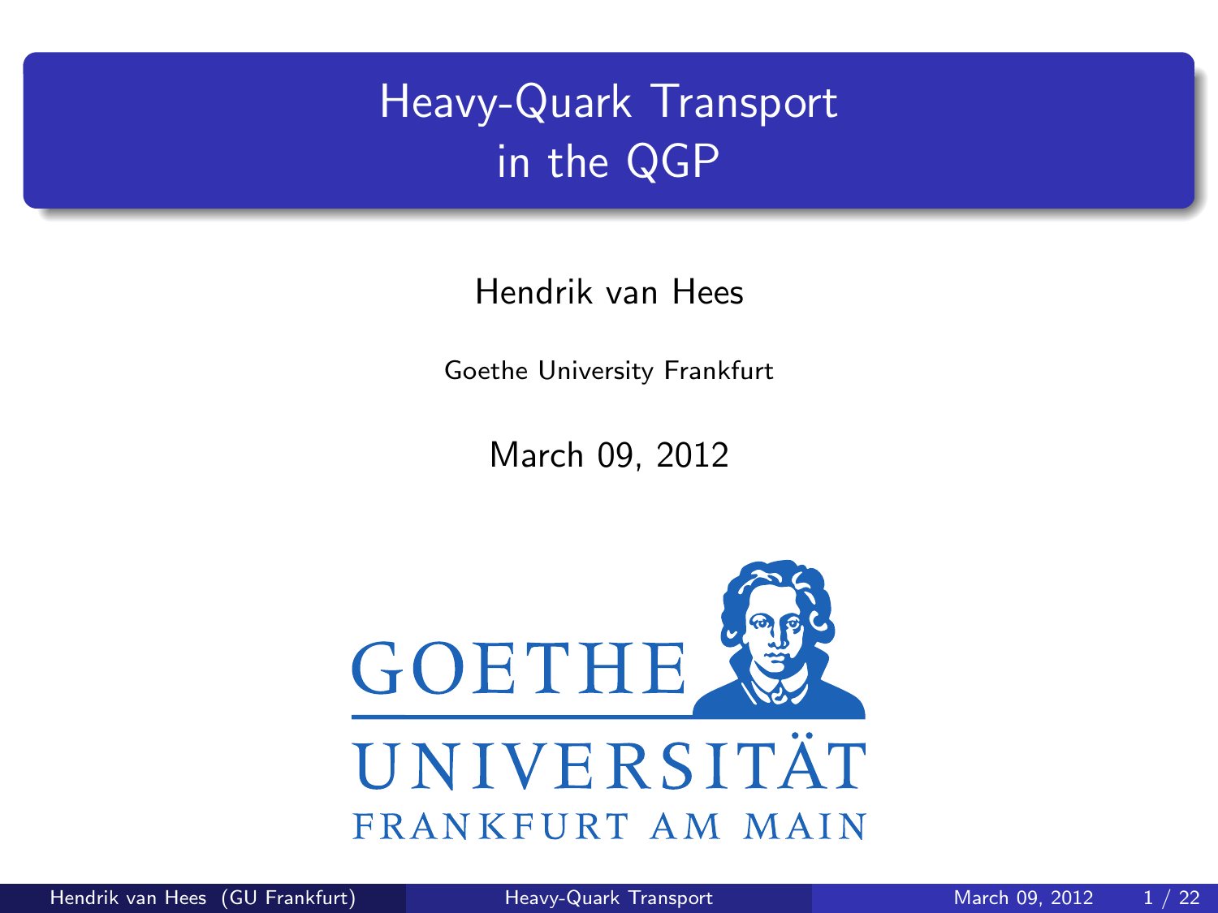# Heavy-Quark Transport in the QGP

Hendrik van Hees

Goethe University Frankfurt

March 09, 2012

GOETHE UNIVERSITÄT FRANKFURT AM MAIN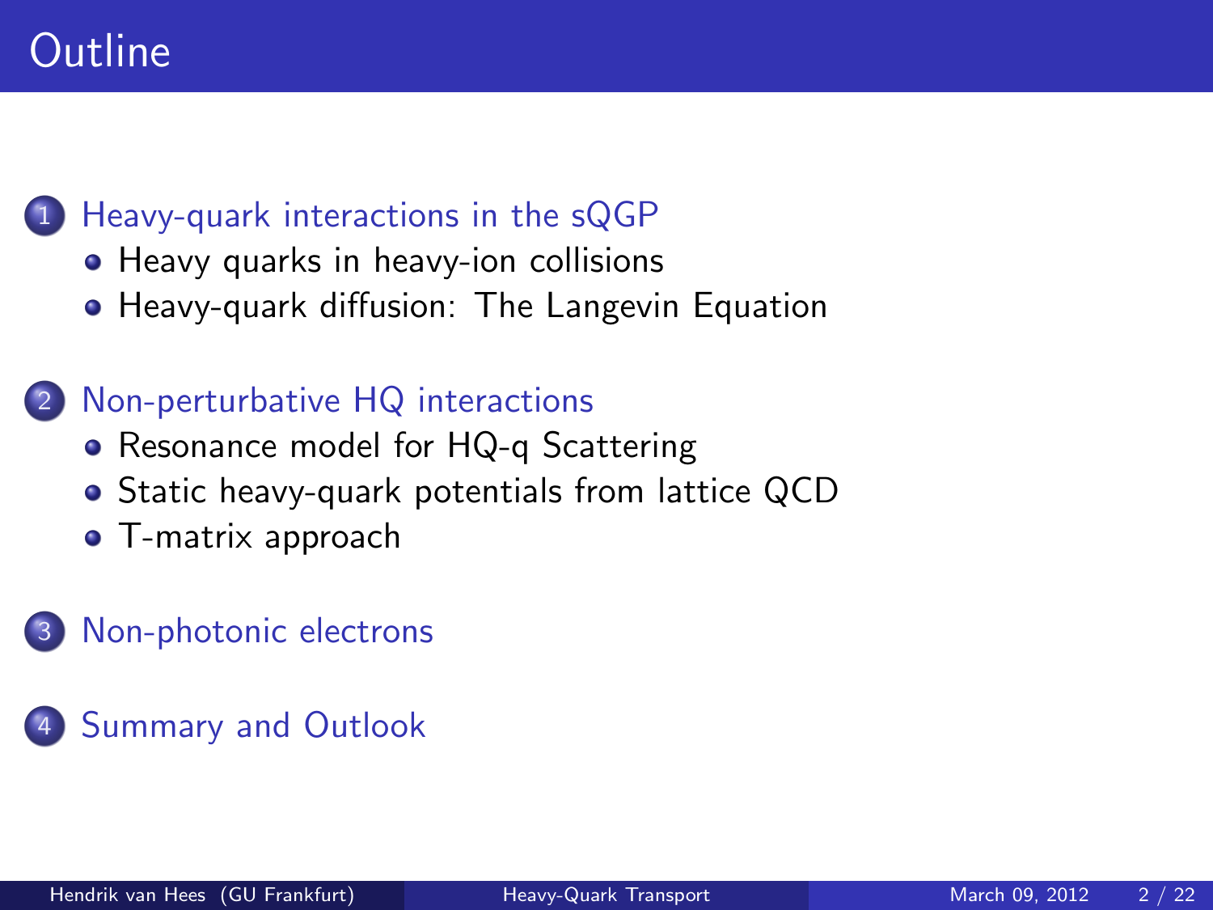# Outline

1. Heavy-quark interactions in the sQGP
   - Heavy quarks in heavy-ion collisions
   - Heavy-quark diffusion: The Langevin Equation
2. Non-perturbative HQ interactions
   - Resonance model for HQ-q Scattering
   - Static heavy-quark potentials from lattice QCD
   - T-matrix approach
3. Non-photonic electrons
4. Summary and Outlook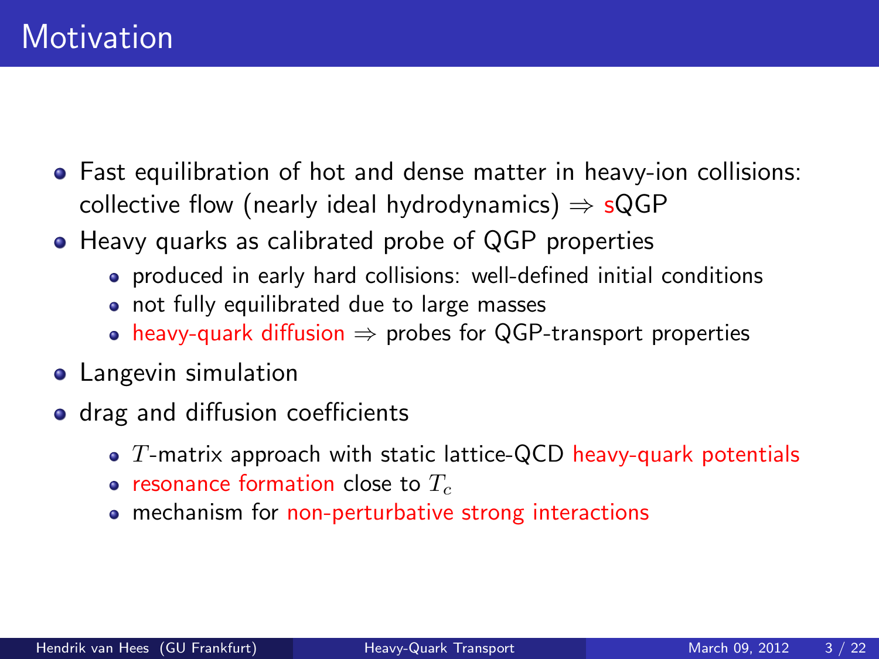# Motivation

- Fast equilibration of hot and dense matter in heavy-ion collisions: collective flow (nearly ideal hydrodynamics) $\Rightarrow$ sQGP
- Heavy quarks as calibrated probe of QGP properties
  - produced in early hard collisions: well-defined initial conditions
  - not fully equilibrated due to large masses
  - heavy-quark diffusion $\Rightarrow$ probes for QGP-transport properties
- Langevin simulation
- drag and diffusion coefficients
  - $T$-matrix approach with static lattice-QCD heavy-quark potentials
  - resonance formation close to $T_c$
  - mechanism for non-perturbative strong interactions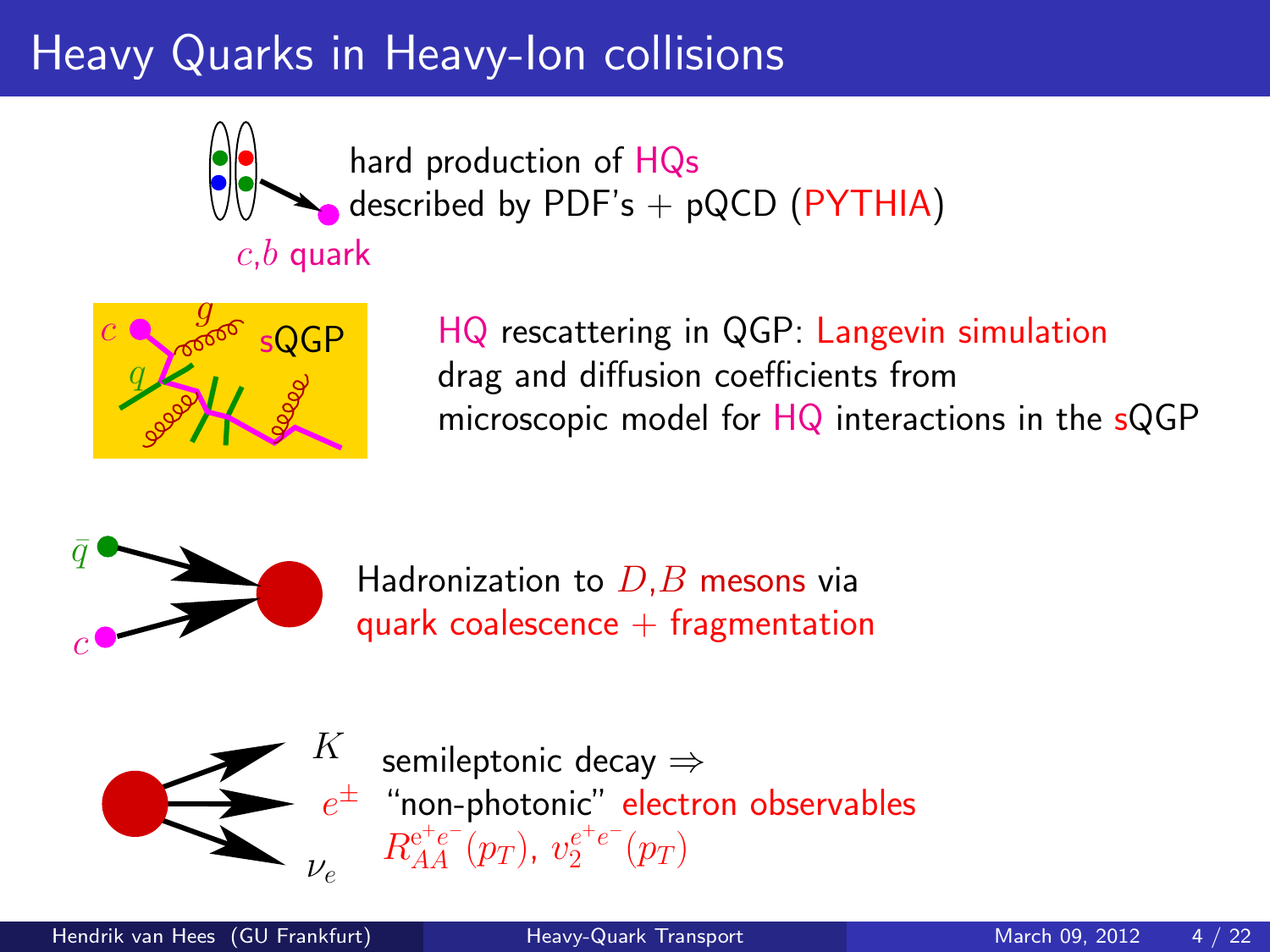# Heavy Quarks in Heavy-Ion collisions

$c$,$b$ quark

hard production of HQs
described by PDF's + pQCD (PYTHIA)

$c$ $g$ $q$ sQGP

HQ rescattering in QGP: Langevin simulation
drag and diffusion coefficients from
microscopic model for HQ interactions in the sQGP

$\bar{q}$ $c$

Hadronization to $D$,$B$ mesons via
quark coalescence + fragmentation

$K$ $e^{\pm}$ $\nu_e$

semileptonic decay ⇒
"non-photonic" electron observables
$R_{AA}^{e^+e^-}(p_T)$, $v_2^{e^+e^-}(p_T)$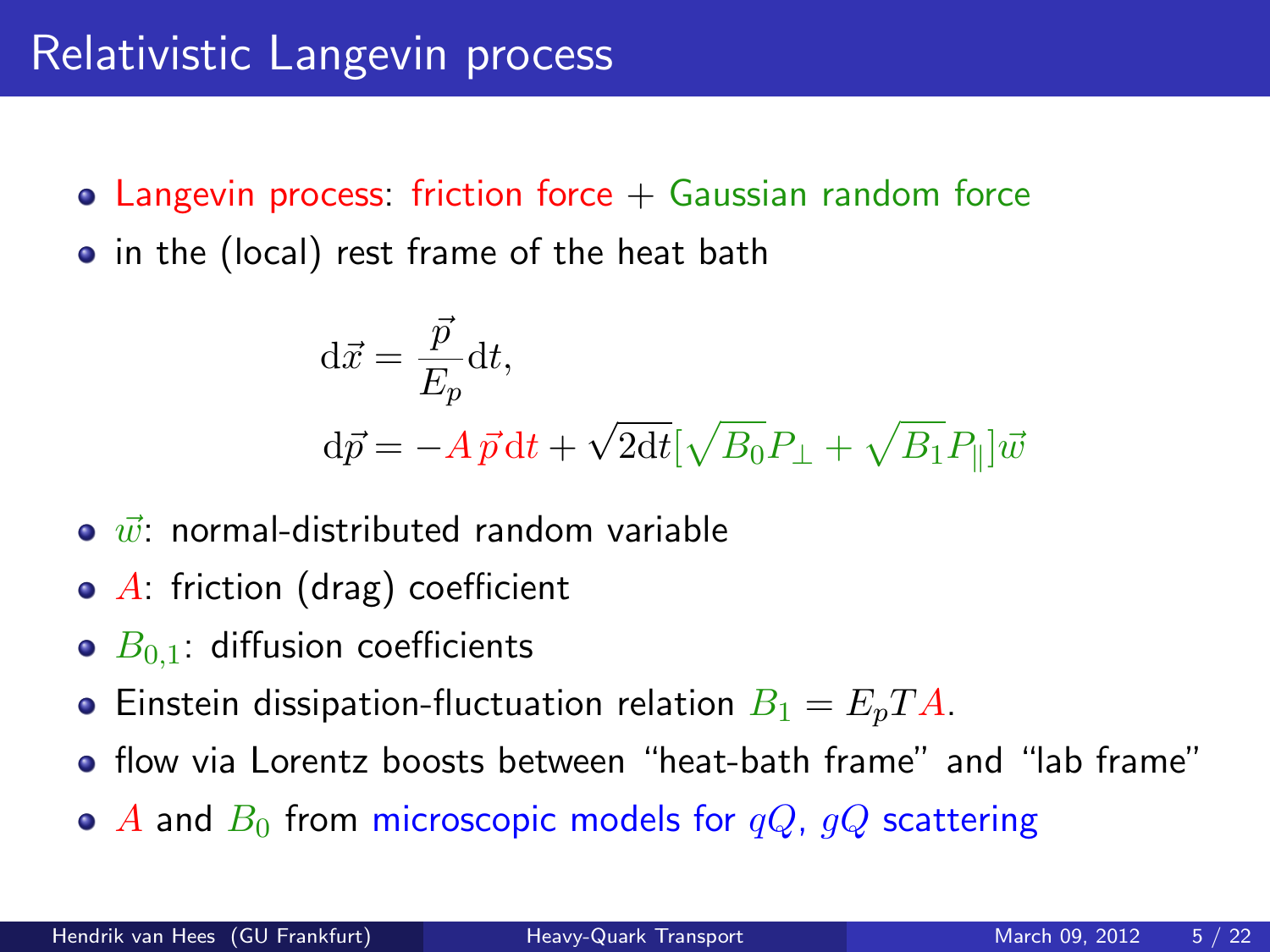# Relativistic Langevin process

- Langevin process: friction force + Gaussian random force
- in the (local) rest frame of the heat bath

$$
\begin{aligned}
\mathrm{d}\vec{x} &= \frac{\vec{p}}{E_p}\mathrm{d}t, \\
\mathrm{d}\vec{p} &= -A\,\vec{p}\,\mathrm{d}t + \sqrt{2\mathrm{d}t}[\sqrt{B_0}P_\perp + \sqrt{B_1}P_\parallel]\vec{w}
\end{aligned}
$$

- $\vec{w}$: normal-distributed random variable
- $A$: friction (drag) coefficient
- $B_{0,1}$: diffusion coefficients
- Einstein dissipation-fluctuation relation $B_1 = E_p T A$.
- flow via Lorentz boosts between "heat-bath frame" and "lab frame"
- $A$ and $B_0$ from microscopic models for $qQ$, $gQ$ scattering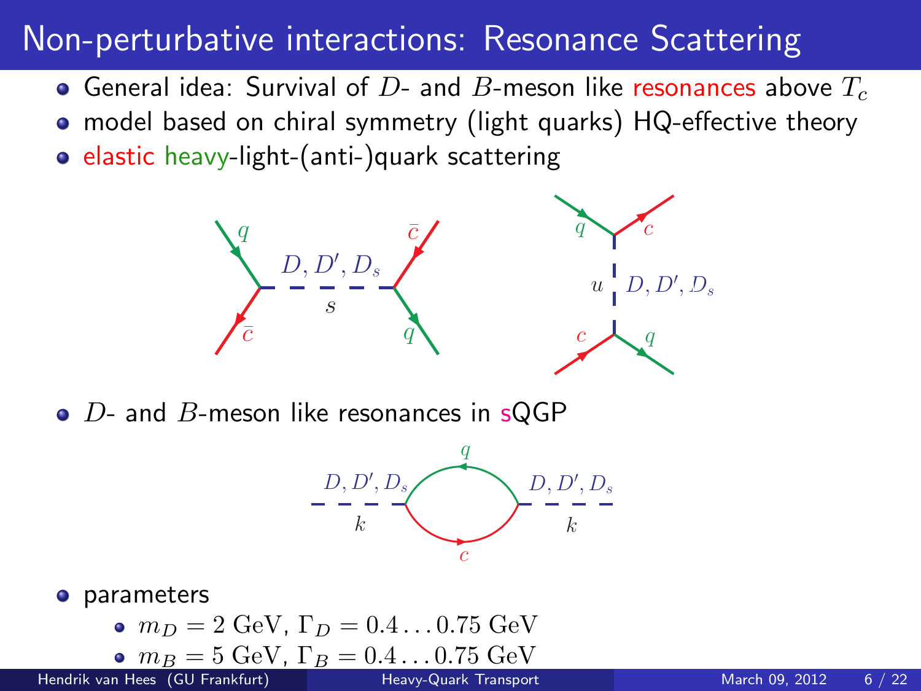# Non-perturbative interactions: Resonance Scattering

- General idea: Survival of $D$- and $B$-meson like resonances above $T_c$
- model based on chiral symmetry (light quarks) HQ-effective theory
- elastic heavy-light-(anti-)quark scattering

- $D$- and $B$-meson like resonances in sQGP

- parameters
  - $m_D = 2$ GeV, $\Gamma_D = 0.4 \ldots 0.75$ GeV
  - $m_B = 5$ GeV, $\Gamma_B = 0.4 \ldots 0.75$ GeV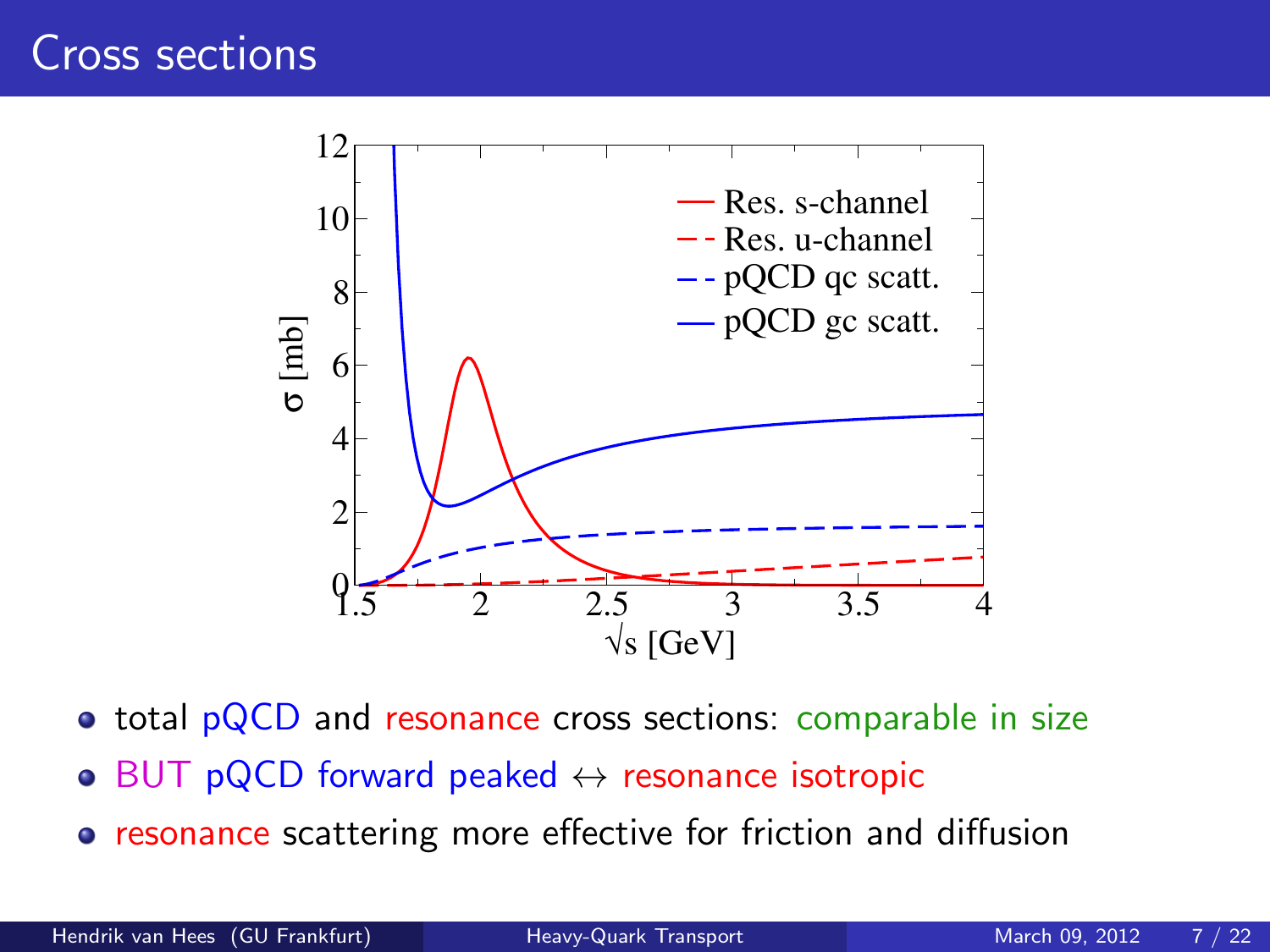# Cross sections

- total pQCD and resonance cross sections: comparable in size
- BUT pQCD forward peaked ↔ resonance isotropic
- resonance scattering more effective for friction and diffusion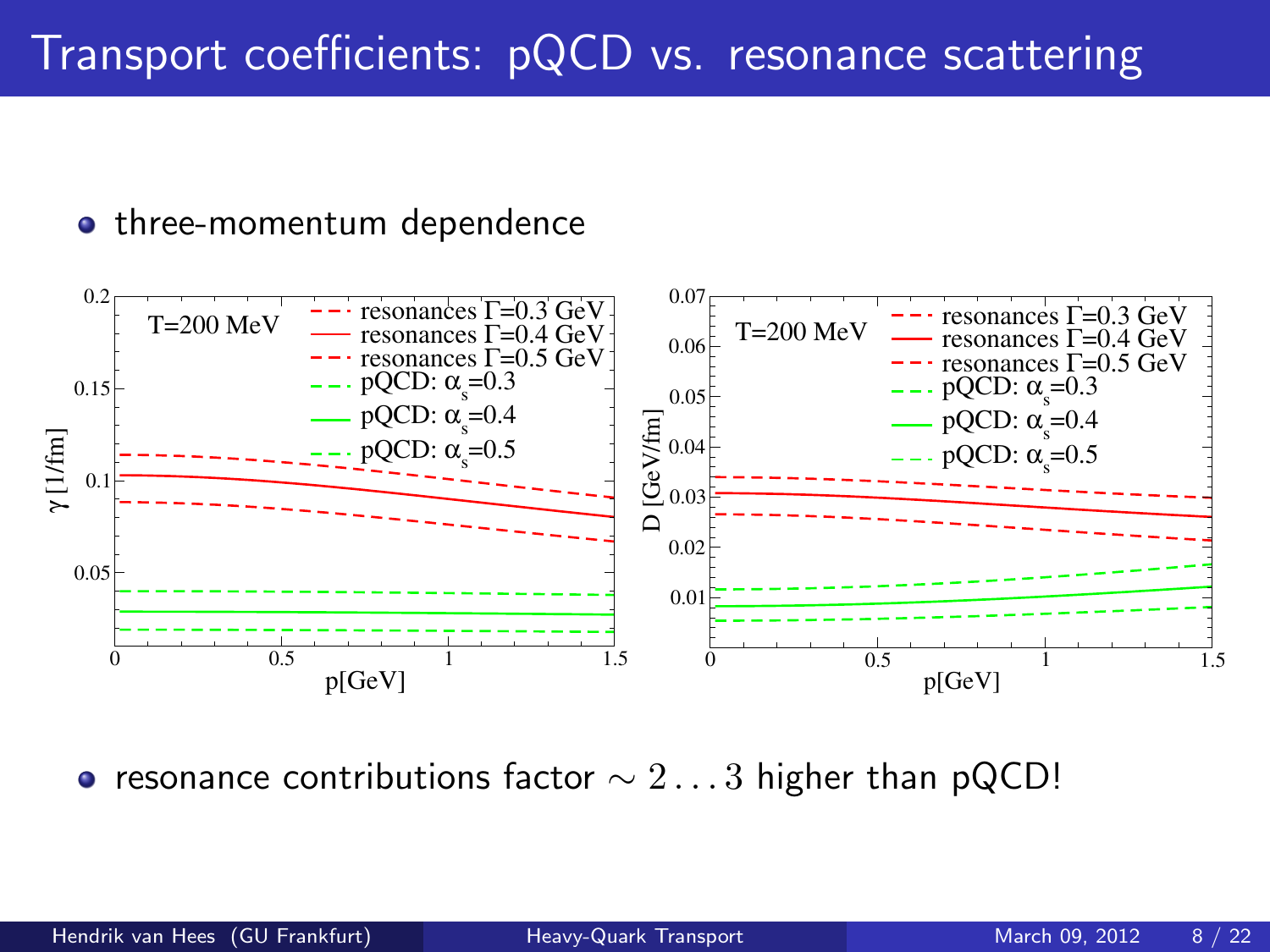# Transport coefficients: pQCD vs. resonance scattering

- three-momentum dependence

- resonance contributions factor $\sim 2 \ldots 3$ higher than pQCD!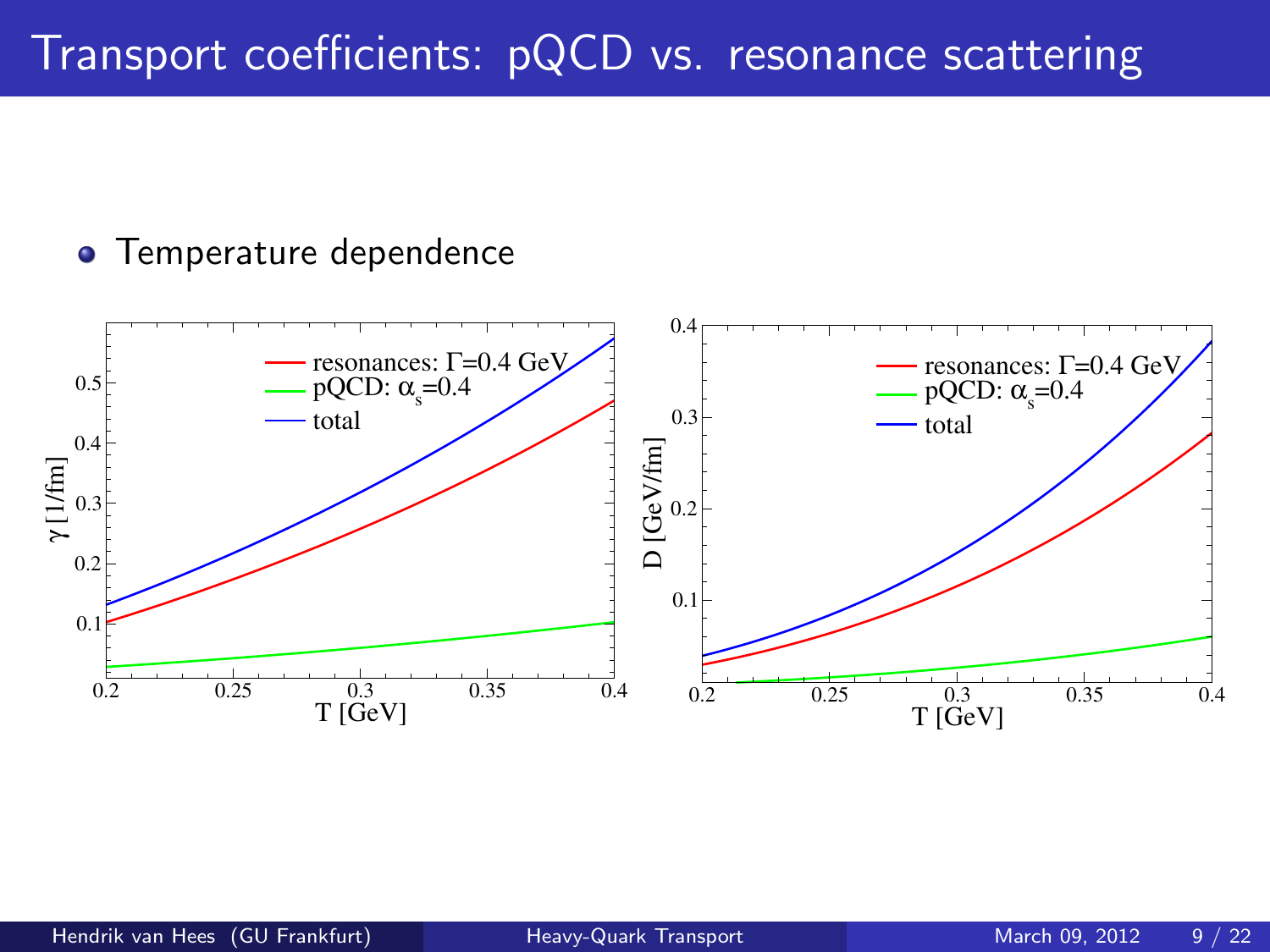# Transport coefficients: pQCD vs. resonance scattering

- Temperature dependence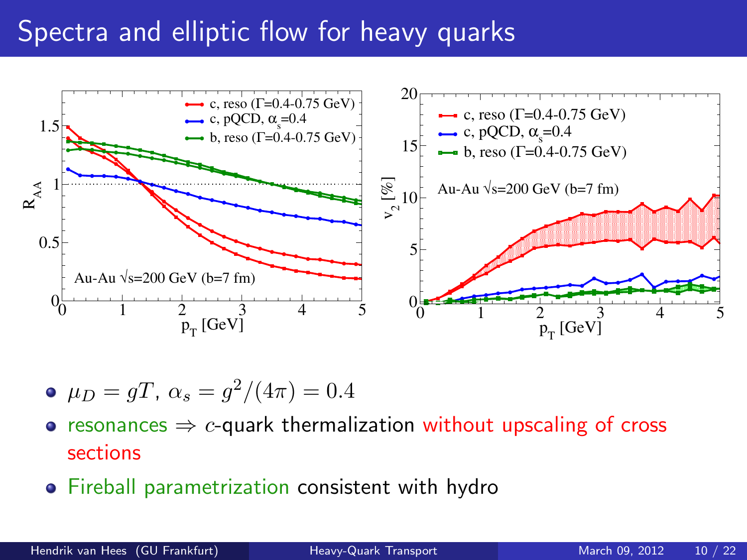# Spectra and elliptic flow for heavy quarks

- $\mu_D = gT$, $\alpha_s = g^2/(4\pi) = 0.4$
- resonances $\Rightarrow$ $c$-quark thermalization without upscaling of cross sections
- Fireball parametrization consistent with hydro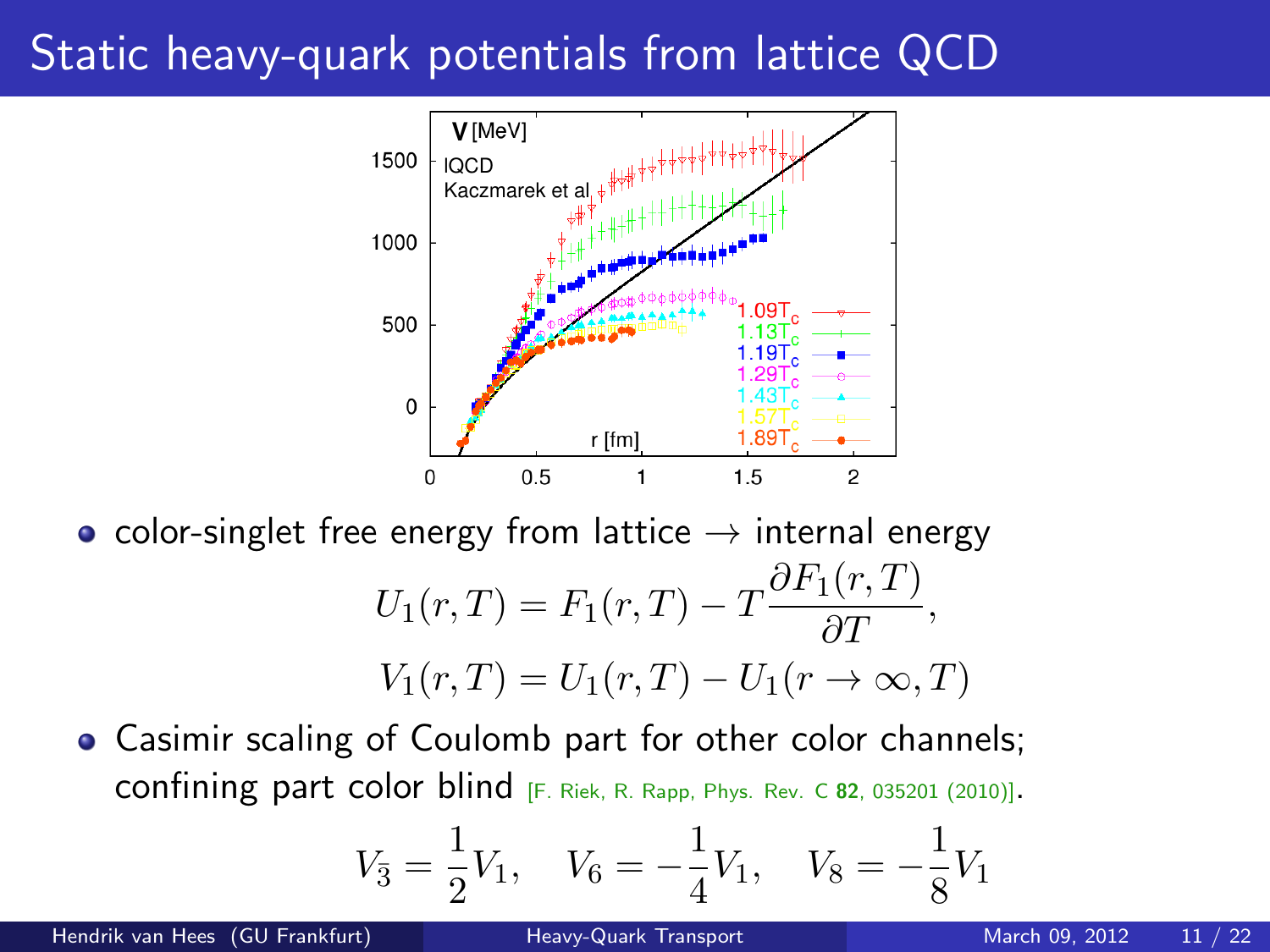# Static heavy-quark potentials from lattice QCD

- color-singlet free energy from lattice → internal energy

$$U_1(r,T) = F_1(r,T) - T\frac{\partial F_1(r,T)}{\partial T},$$
$$V_1(r,T) = U_1(r,T) - U_1(r \to \infty, T)$$

- Casimir scaling of Coulomb part for other color channels; confining part color blind [F. Riek, R. Rapp, Phys. Rev. C **82**, 035201 (2010)].

$$V_{\bar{3}} = \frac{1}{2}V_1, \quad V_6 = -\frac{1}{4}V_1, \quad V_8 = -\frac{1}{8}V_1$$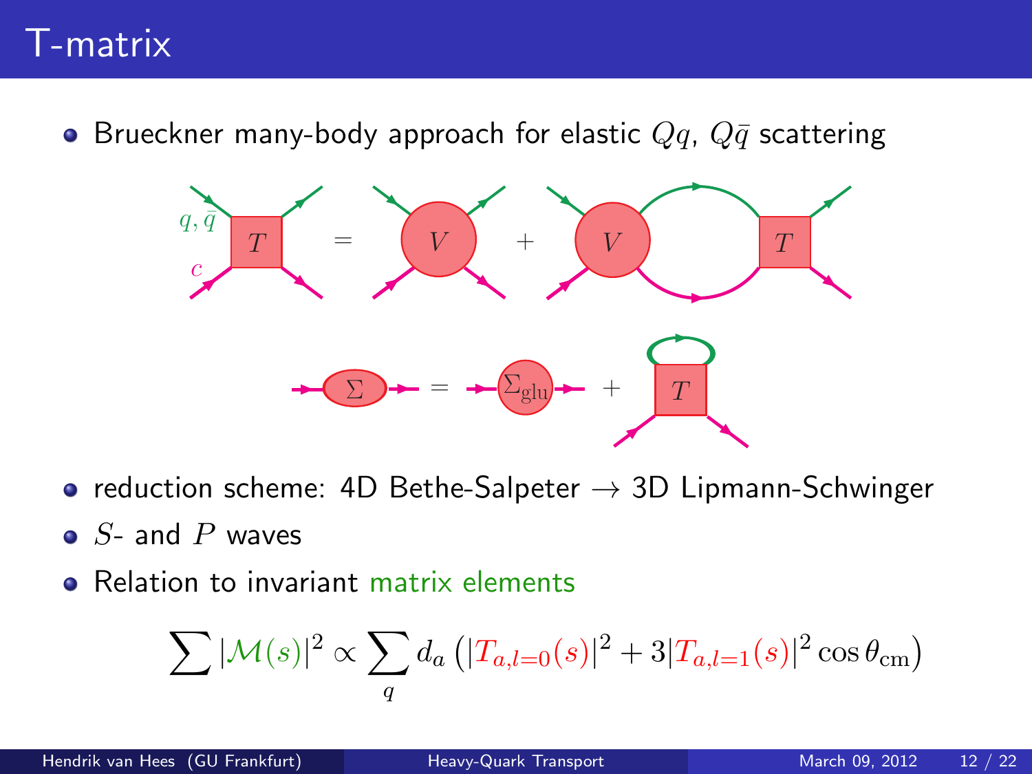# T-matrix

- Brueckner many-body approach for elastic $Qq$, $Q\bar{q}$ scattering
- reduction scheme: 4D Bethe-Salpeter → 3D Lipmann-Schwinger
- $S$- and $P$ waves
- Relation to invariant matrix elements

$$\sum |\mathcal{M}(s)|^2 \propto \sum_q d_a \left( |T_{a,l=0}(s)|^2 + 3|T_{a,l=1}(s)|^2 \cos\theta_{\text{cm}} \right)$$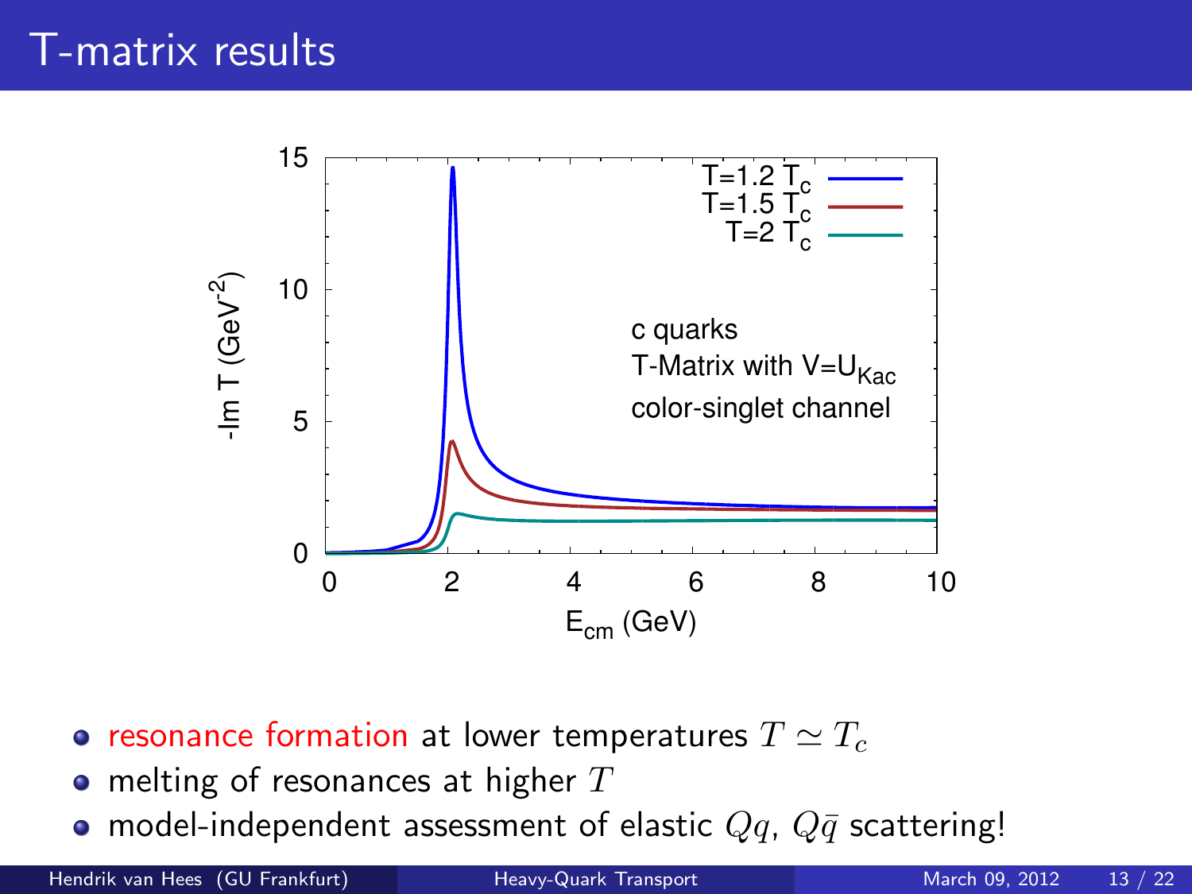# T-matrix results

- resonance formation at lower temperatures $T \simeq T_c$
- melting of resonances at higher $T$
- model-independent assessment of elastic $Qq$, $Q\bar{q}$ scattering!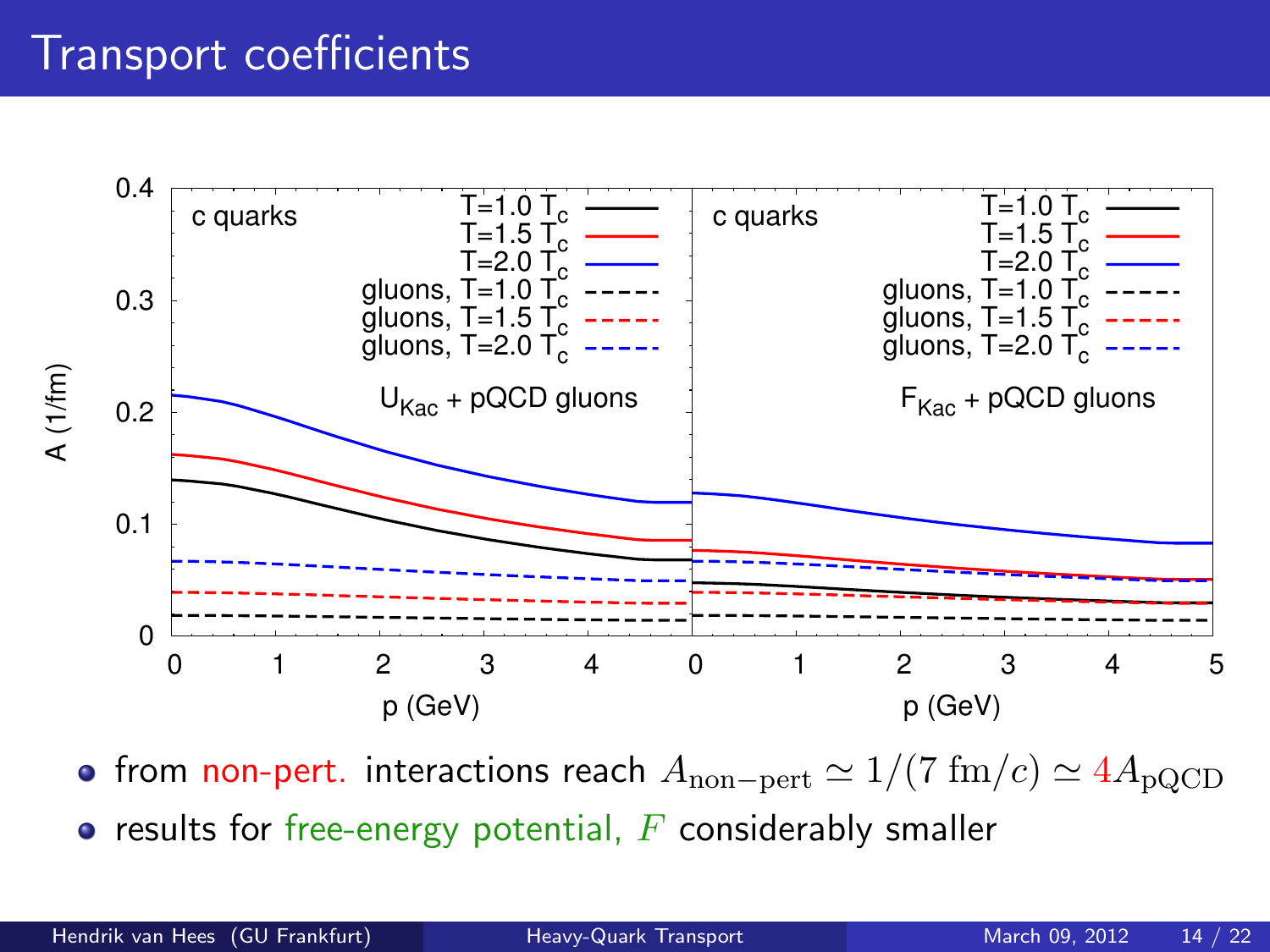# Transport coefficients

- from non-pert. interactions reach $A_{\text{non-pert}} \simeq 1/(7 \text{ fm}/c) \simeq 4 A_{\text{pQCD}}$
- results for free-energy potential, $F$ considerably smaller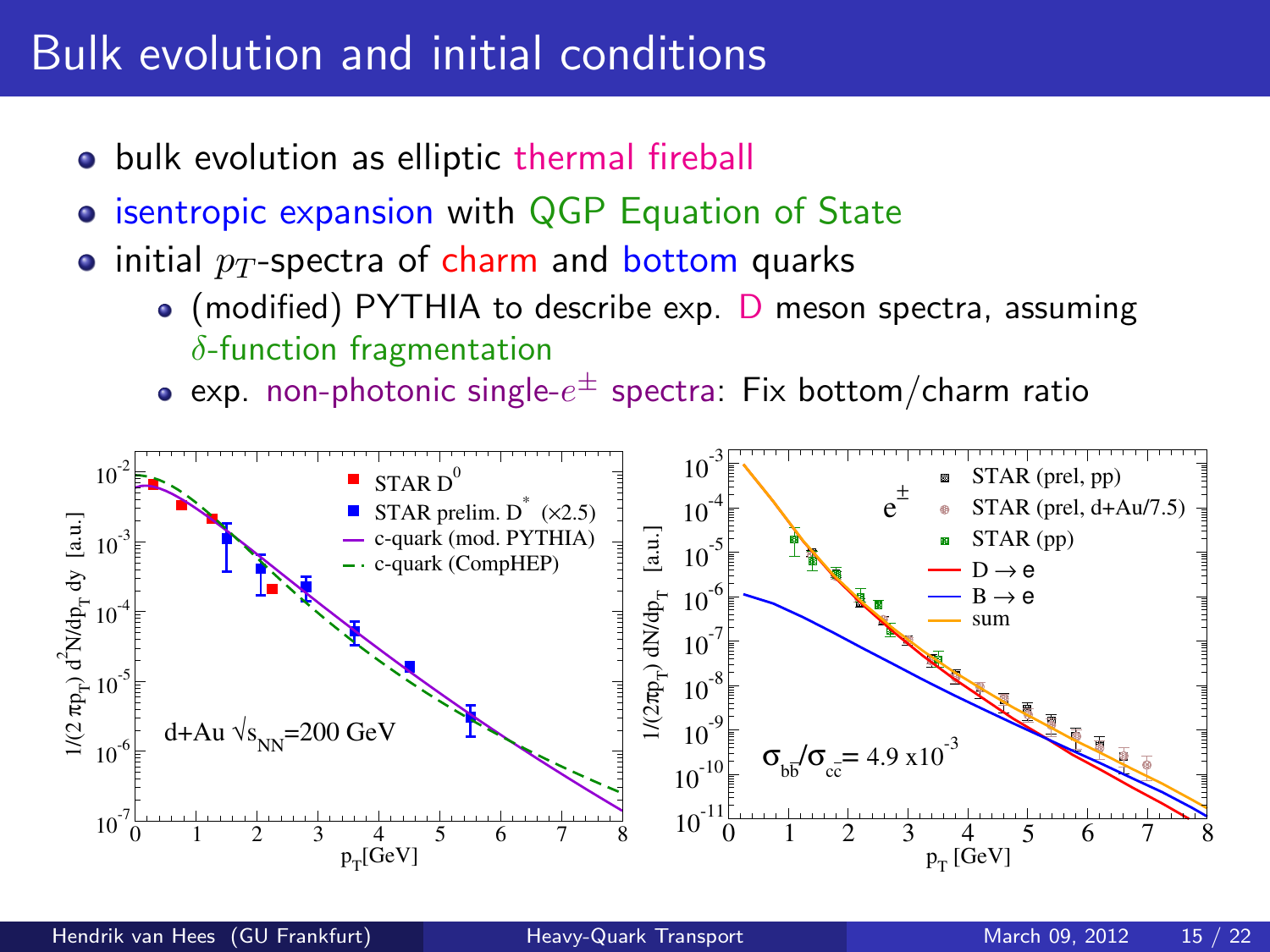# Bulk evolution and initial conditions

- bulk evolution as elliptic thermal fireball
- isentropic expansion with QGP Equation of State
- initial $p_T$-spectra of charm and bottom quarks
  - (modified) PYTHIA to describe exp. D meson spectra, assuming $\delta$-function fragmentation
  - exp. non-photonic single-$e^{\pm}$ spectra: Fix bottom/charm ratio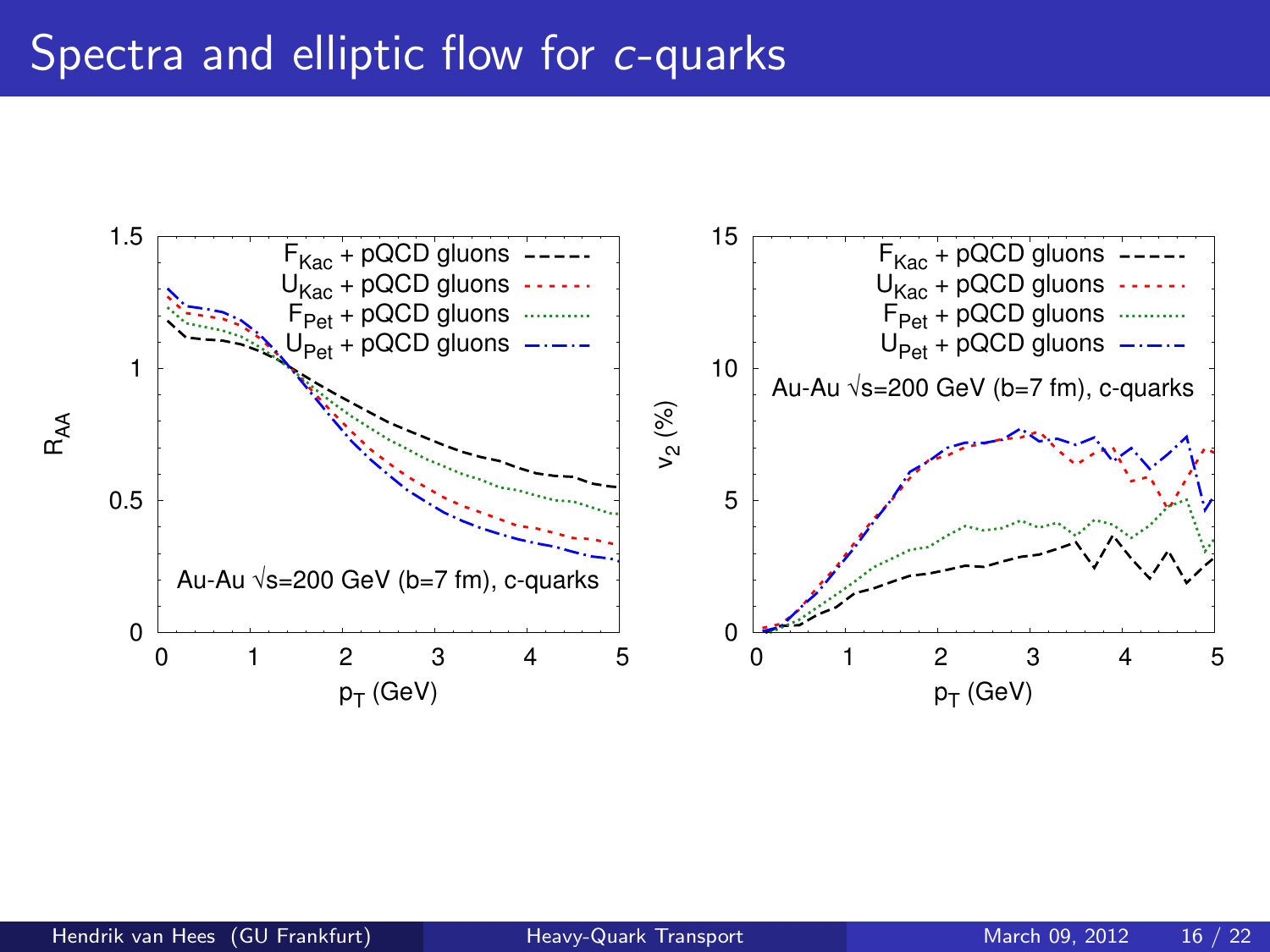# Spectra and elliptic flow for $c$-quarks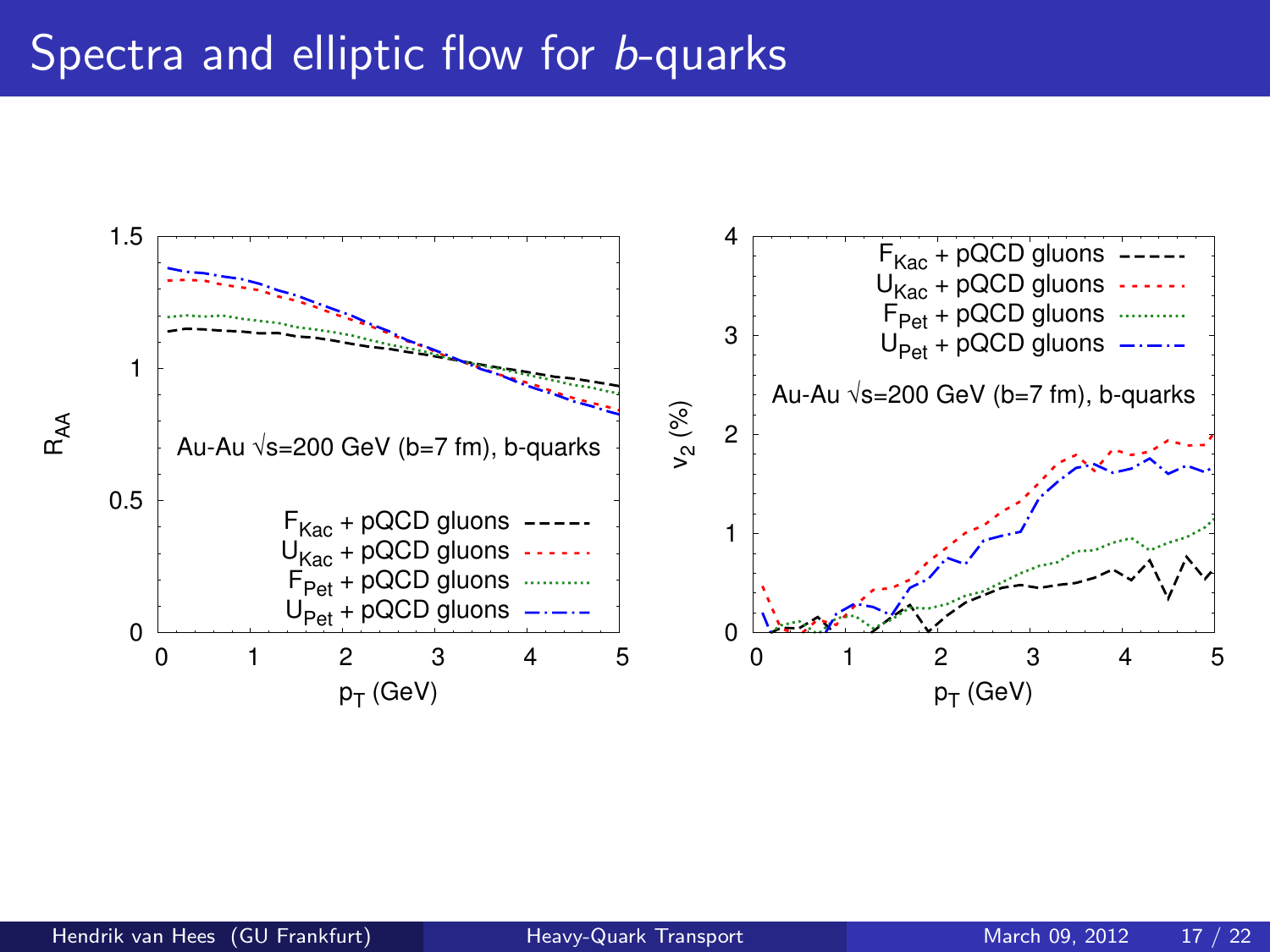# Spectra and elliptic flow for $b$-quarks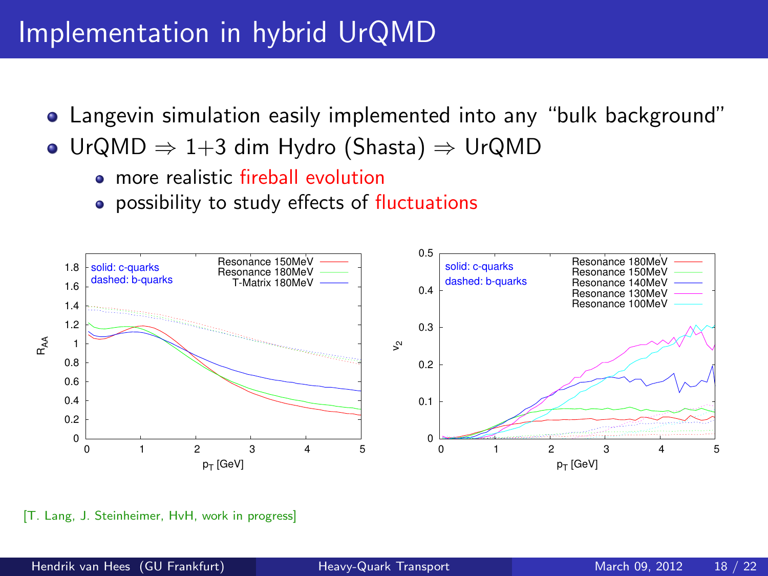# Implementation in hybrid UrQMD

- Langevin simulation easily implemented into any "bulk background"
- UrQMD $\Rightarrow$ 1+3 dim Hydro (Shasta) $\Rightarrow$ UrQMD
  - more realistic fireball evolution
  - possibility to study effects of fluctuations

[T. Lang, J. Steinheimer, HvH, work in progress]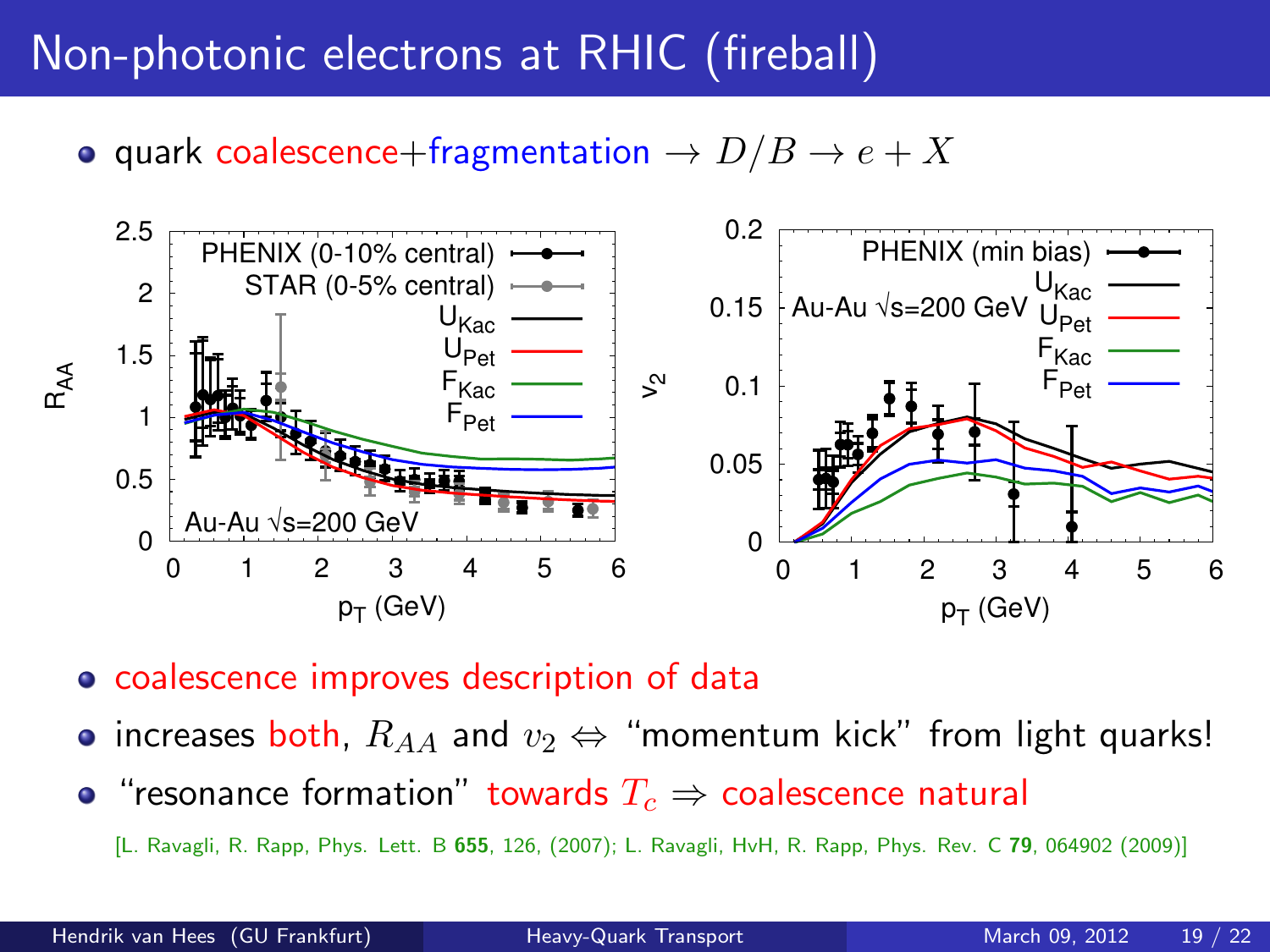# Non-photonic electrons at RHIC (fireball)

- quark coalescence+fragmentation $\rightarrow D/B \rightarrow e + X$

- coalescence improves description of data
- increases both, $R_{AA}$ and $v_2 \Leftrightarrow$ "momentum kick" from light quarks!
- "resonance formation" towards $T_c \Rightarrow$ coalescence natural

[L. Ravagli, R. Rapp, Phys. Lett. B **655**, 126, (2007); L. Ravagli, HvH, R. Rapp, Phys. Rev. C **79**, 064902 (2009)]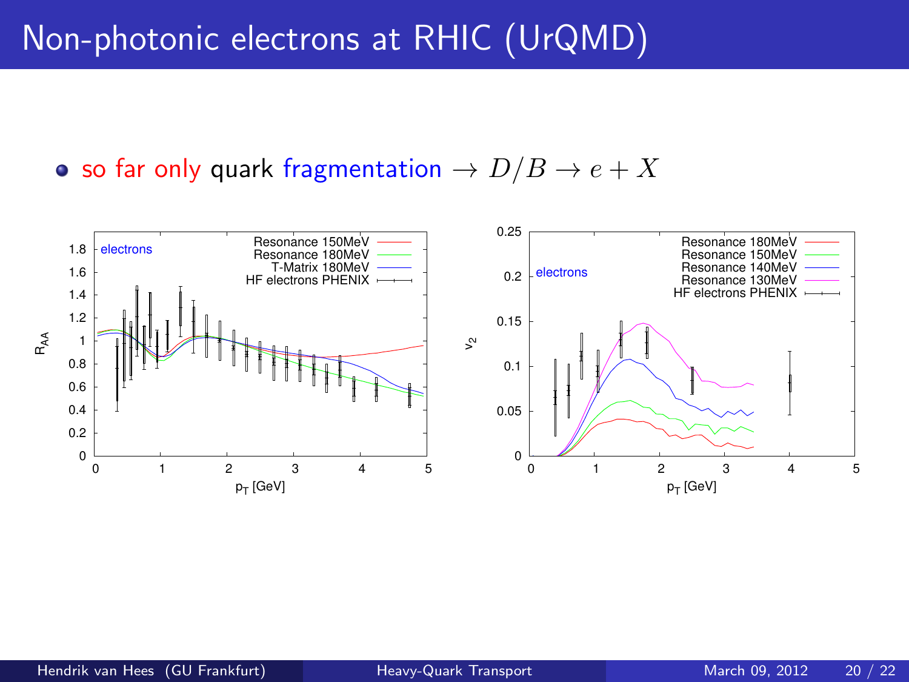# Non-photonic electrons at RHIC (UrQMD)

- so far only quark fragmentation $\rightarrow D/B \rightarrow e + X$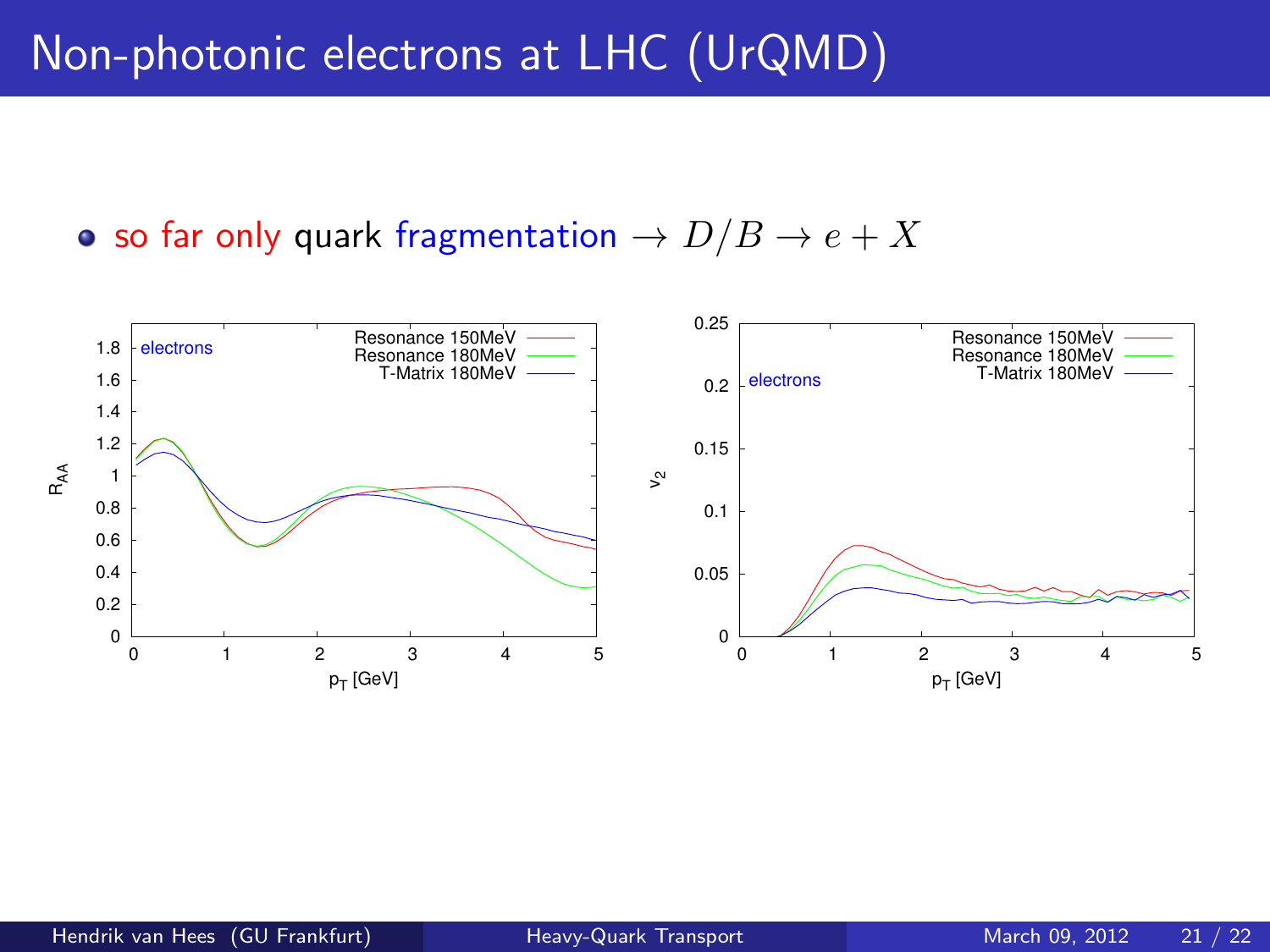# Non-photonic electrons at LHC (UrQMD)

- so far only quark fragmentation $\rightarrow D/B \rightarrow e + X$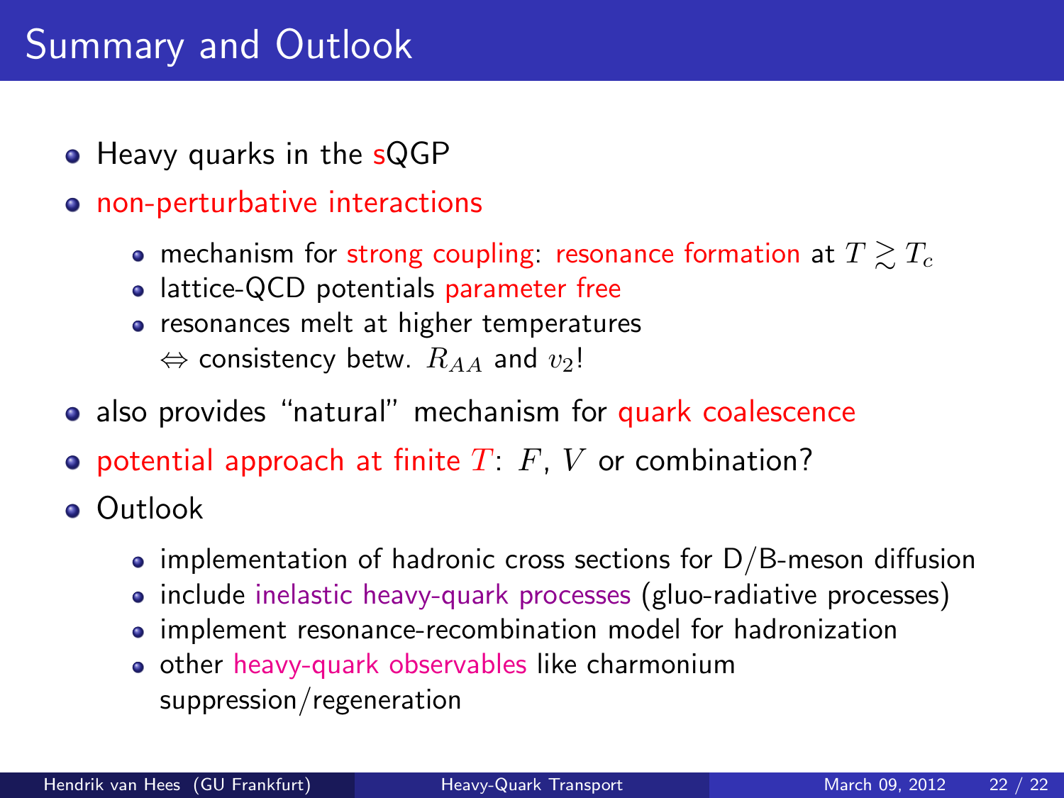# Summary and Outlook

- Heavy quarks in the sQGP
- non-perturbative interactions
  - mechanism for strong coupling: resonance formation at $T \gtrsim T_c$
  - lattice-QCD potentials parameter free
  - resonances melt at higher temperatures
    $\Leftrightarrow$ consistency betw. $R_{AA}$ and $v_2$!
- also provides "natural" mechanism for quark coalescence
- potential approach at finite $T$: $F$, $V$ or combination?
- Outlook
  - implementation of hadronic cross sections for D/B-meson diffusion
  - include inelastic heavy-quark processes (gluo-radiative processes)
  - implement resonance-recombination model for hadronization
  - other heavy-quark observables like charmonium suppression/regeneration